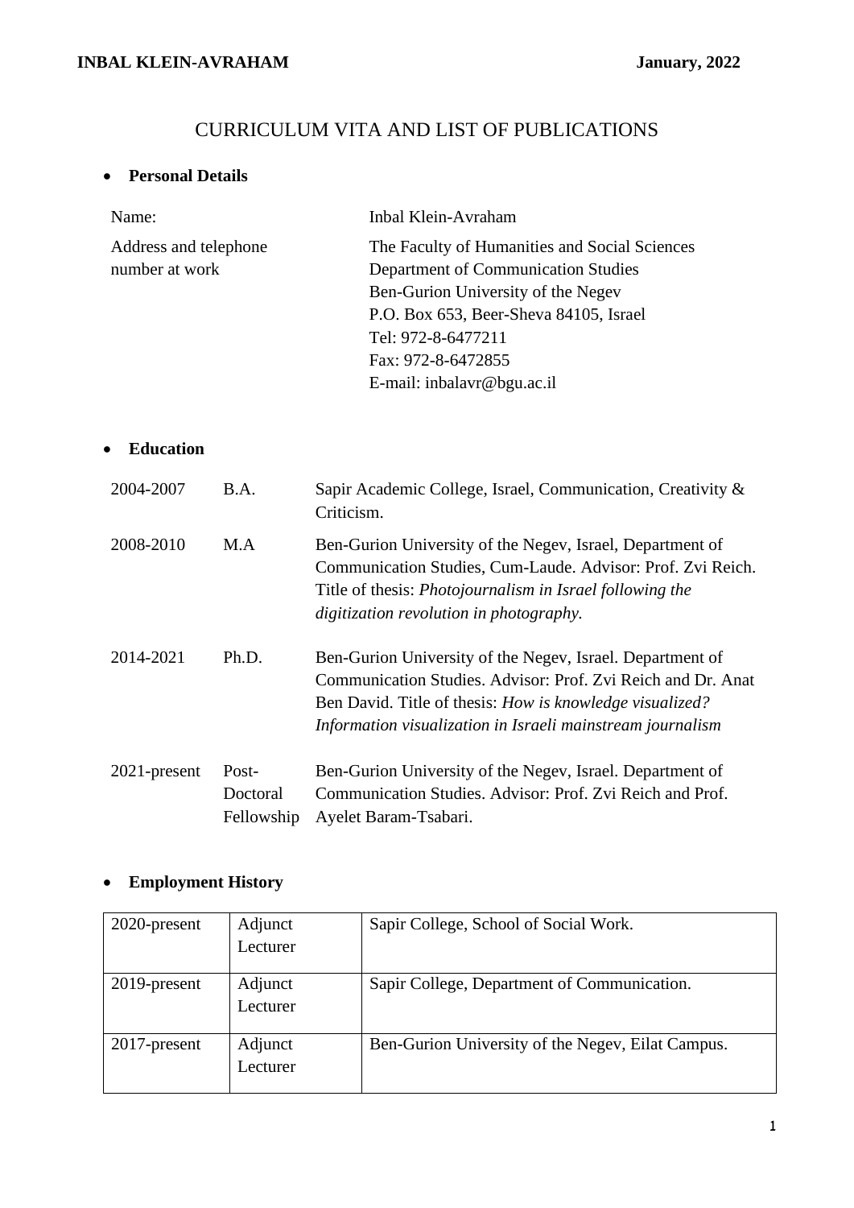# CURRICULUM VITA AND LIST OF PUBLICATIONS

- **Personal Details**

| | |
|---|---|
| Name: | Inbal Klein-Avraham |
| Address and telephone number at work | The Faculty of Humanities and Social Sciences<br>Department of Communication Studies<br>Ben-Gurion University of the Negev<br>P.O. Box 653, Beer-Sheva 84105, Israel<br>Tel: 972-8-6477211<br>Fax: 972-8-6472855<br>E-mail: inbalavr@bgu.ac.il |

- **Education**

| | | |
|---|---|---|
| 2004-2007 | B.A. | Sapir Academic College, Israel, Communication, Creativity & Criticism. |
| 2008-2010 | M.A | Ben-Gurion University of the Negev, Israel, Department of Communication Studies, Cum-Laude. Advisor: Prof. Zvi Reich. Title of thesis: *Photojournalism in Israel following the digitization revolution in photography.* |
| 2014-2021 | Ph.D. | Ben-Gurion University of the Negev, Israel. Department of Communication Studies. Advisor: Prof. Zvi Reich and Dr. Anat Ben David. Title of thesis: *How is knowledge visualized? Information visualization in Israeli mainstream journalism* |
| 2021-present | Post-Doctoral Fellowship | Ben-Gurion University of the Negev, Israel. Department of Communication Studies. Advisor: Prof. Zvi Reich and Prof. Ayelet Baram-Tsabari. |

- **Employment History**

| | | |
|---|---|---|
| 2020-present | Adjunct Lecturer | Sapir College, School of Social Work. |
| 2019-present | Adjunct Lecturer | Sapir College, Department of Communication. |
| 2017-present | Adjunct Lecturer | Ben-Gurion University of the Negev, Eilat Campus. |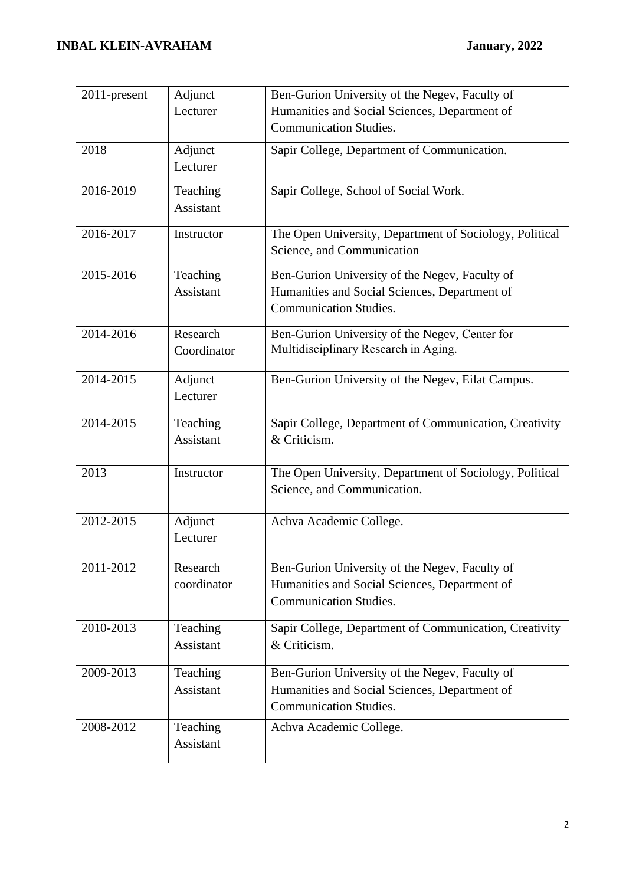| 2011-present | Adjunct Lecturer | Ben-Gurion University of the Negev, Faculty of Humanities and Social Sciences, Department of Communication Studies. |
|---|---|---|
| 2018 | Adjunct Lecturer | Sapir College, Department of Communication. |
| 2016-2019 | Teaching Assistant | Sapir College, School of Social Work. |
| 2016-2017 | Instructor | The Open University, Department of Sociology, Political Science, and Communication |
| 2015-2016 | Teaching Assistant | Ben-Gurion University of the Negev, Faculty of Humanities and Social Sciences, Department of Communication Studies. |
| 2014-2016 | Research Coordinator | Ben-Gurion University of the Negev, Center for Multidisciplinary Research in Aging. |
| 2014-2015 | Adjunct Lecturer | Ben-Gurion University of the Negev, Eilat Campus. |
| 2014-2015 | Teaching Assistant | Sapir College, Department of Communication, Creativity & Criticism. |
| 2013 | Instructor | The Open University, Department of Sociology, Political Science, and Communication. |
| 2012-2015 | Adjunct Lecturer | Achva Academic College. |
| 2011-2012 | Research coordinator | Ben-Gurion University of the Negev, Faculty of Humanities and Social Sciences, Department of Communication Studies. |
| 2010-2013 | Teaching Assistant | Sapir College, Department of Communication, Creativity & Criticism. |
| 2009-2013 | Teaching Assistant | Ben-Gurion University of the Negev, Faculty of Humanities and Social Sciences, Department of Communication Studies. |
| 2008-2012 | Teaching Assistant | Achva Academic College. |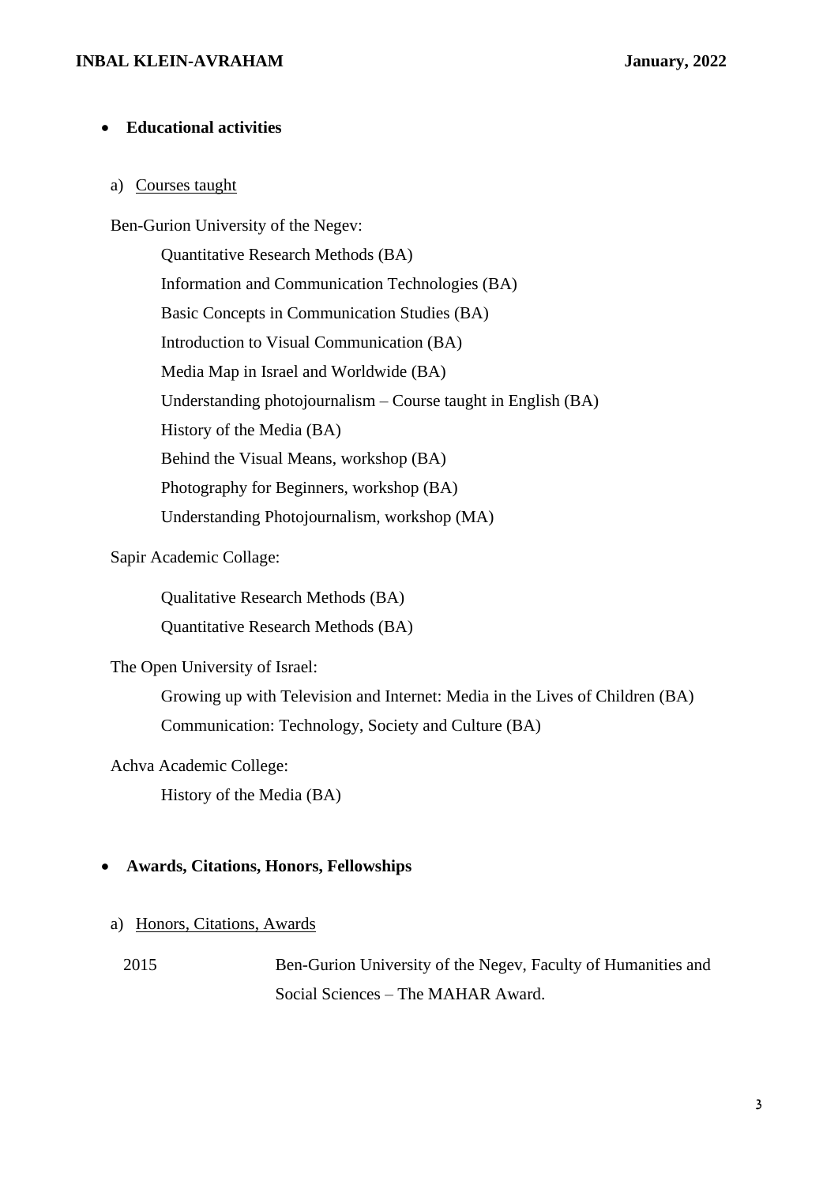- **Educational activities**

a) Courses taught

Ben-Gurion University of the Negev:

Quantitative Research Methods (BA)
Information and Communication Technologies (BA)
Basic Concepts in Communication Studies (BA)
Introduction to Visual Communication (BA)
Media Map in Israel and Worldwide (BA)
Understanding photojournalism – Course taught in English (BA)
History of the Media (BA)
Behind the Visual Means, workshop (BA)
Photography for Beginners, workshop (BA)
Understanding Photojournalism, workshop (MA)

Sapir Academic Collage:

Qualitative Research Methods (BA)
Quantitative Research Methods (BA)

The Open University of Israel:

Growing up with Television and Internet: Media in the Lives of Children (BA)
Communication: Technology, Society and Culture (BA)

Achva Academic College:

History of the Media (BA)

- **Awards, Citations, Honors, Fellowships**

a) Honors, Citations, Awards

2015 Ben-Gurion University of the Negev, Faculty of Humanities and Social Sciences – The MAHAR Award.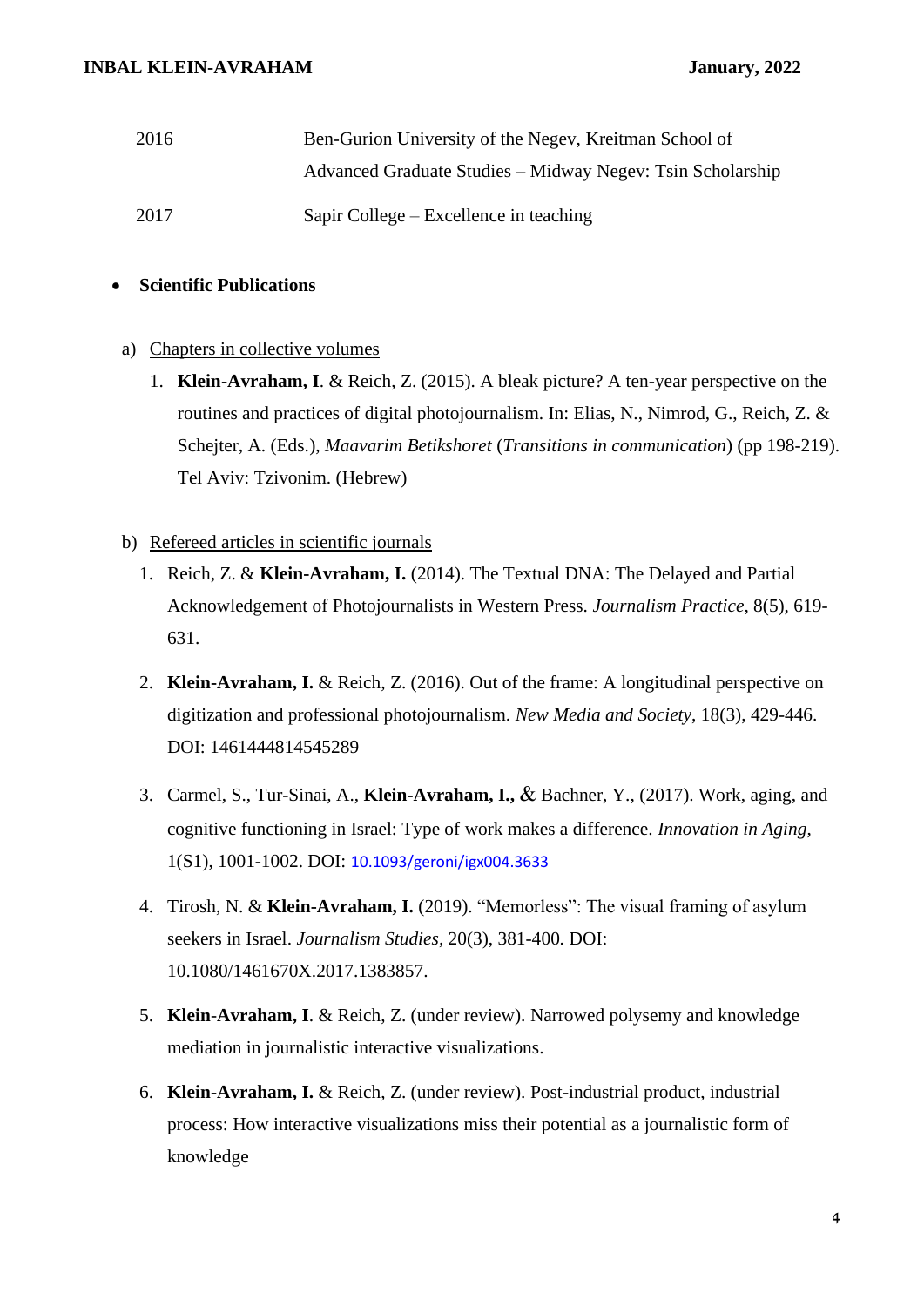| | |
|---|---|
| 2016 | Ben-Gurion University of the Negev, Kreitman School of Advanced Graduate Studies – Midway Negev: Tsin Scholarship |
| 2017 | Sapir College – Excellence in teaching |

- **Scientific Publications**

a) Chapters in collective volumes

1. **Klein-Avraham, I**. & Reich, Z. (2015). A bleak picture? A ten-year perspective on the routines and practices of digital photojournalism. In: Elias, N., Nimrod, G., Reich, Z. & Schejter, A. (Eds.), *Maavarim Betikshoret* (*Transitions in communication*) (pp 198-219). Tel Aviv: Tzivonim. (Hebrew)

b) Refereed articles in scientific journals

1. Reich, Z. & **Klein-Avraham, I.** (2014). The Textual DNA: The Delayed and Partial Acknowledgement of Photojournalists in Western Press. *Journalism Practice*, 8(5), 619-631.
2. **Klein-Avraham, I.** & Reich, Z. (2016). Out of the frame: A longitudinal perspective on digitization and professional photojournalism. *New Media and Society*, 18(3), 429-446. DOI: 1461444814545289
3. Carmel, S., Tur-Sinai, A., **Klein-Avraham, I.,** & Bachner, Y., (2017). Work, aging, and cognitive functioning in Israel: Type of work makes a difference. *Innovation in Aging*, 1(S1), 1001-1002. DOI: 10.1093/geroni/igx004.3633
4. Tirosh, N. & **Klein-Avraham, I.** (2019). "Memorless": The visual framing of asylum seekers in Israel. *Journalism Studies*, 20(3), 381-400. DOI: 10.1080/1461670X.2017.1383857.
5. **Klein-Avraham, I**. & Reich, Z. (under review). Narrowed polysemy and knowledge mediation in journalistic interactive visualizations.
6. **Klein-Avraham, I.** & Reich, Z. (under review). Post-industrial product, industrial process: How interactive visualizations miss their potential as a journalistic form of knowledge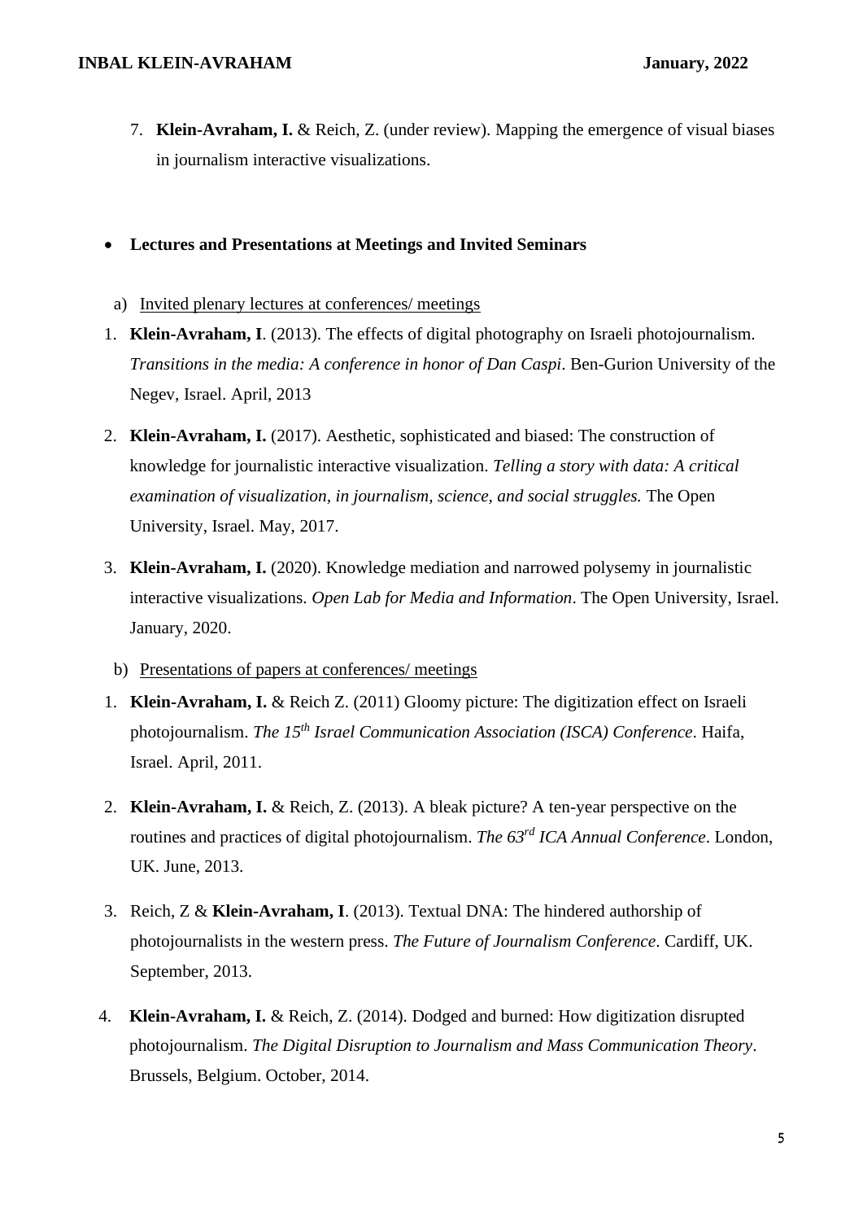7. **Klein-Avraham, I.** & Reich, Z. (under review). Mapping the emergence of visual biases in journalism interactive visualizations.

- **Lectures and Presentations at Meetings and Invited Seminars**

a) Invited plenary lectures at conferences/ meetings

1. **Klein-Avraham, I**. (2013). The effects of digital photography on Israeli photojournalism. *Transitions in the media: A conference in honor of Dan Caspi*. Ben-Gurion University of the Negev, Israel. April, 2013

2. **Klein-Avraham, I.** (2017). Aesthetic, sophisticated and biased: The construction of knowledge for journalistic interactive visualization. *Telling a story with data: A critical examination of visualization, in journalism, science, and social struggles.* The Open University, Israel. May, 2017.

3. **Klein-Avraham, I.** (2020). Knowledge mediation and narrowed polysemy in journalistic interactive visualizations. *Open Lab for Media and Information*. The Open University, Israel. January, 2020.

b) Presentations of papers at conferences/ meetings

1. **Klein-Avraham, I.** & Reich Z. (2011) Gloomy picture: The digitization effect on Israeli photojournalism. *The 15th Israel Communication Association (ISCA) Conference*. Haifa, Israel. April, 2011.

2. **Klein-Avraham, I.** & Reich, Z. (2013). A bleak picture? A ten-year perspective on the routines and practices of digital photojournalism. *The 63rd ICA Annual Conference*. London, UK. June, 2013.

3. Reich, Z & **Klein-Avraham, I**. (2013). Textual DNA: The hindered authorship of photojournalists in the western press. *The Future of Journalism Conference*. Cardiff, UK. September, 2013.

4. **Klein-Avraham, I.** & Reich, Z. (2014). Dodged and burned: How digitization disrupted photojournalism. *The Digital Disruption to Journalism and Mass Communication Theory*. Brussels, Belgium. October, 2014.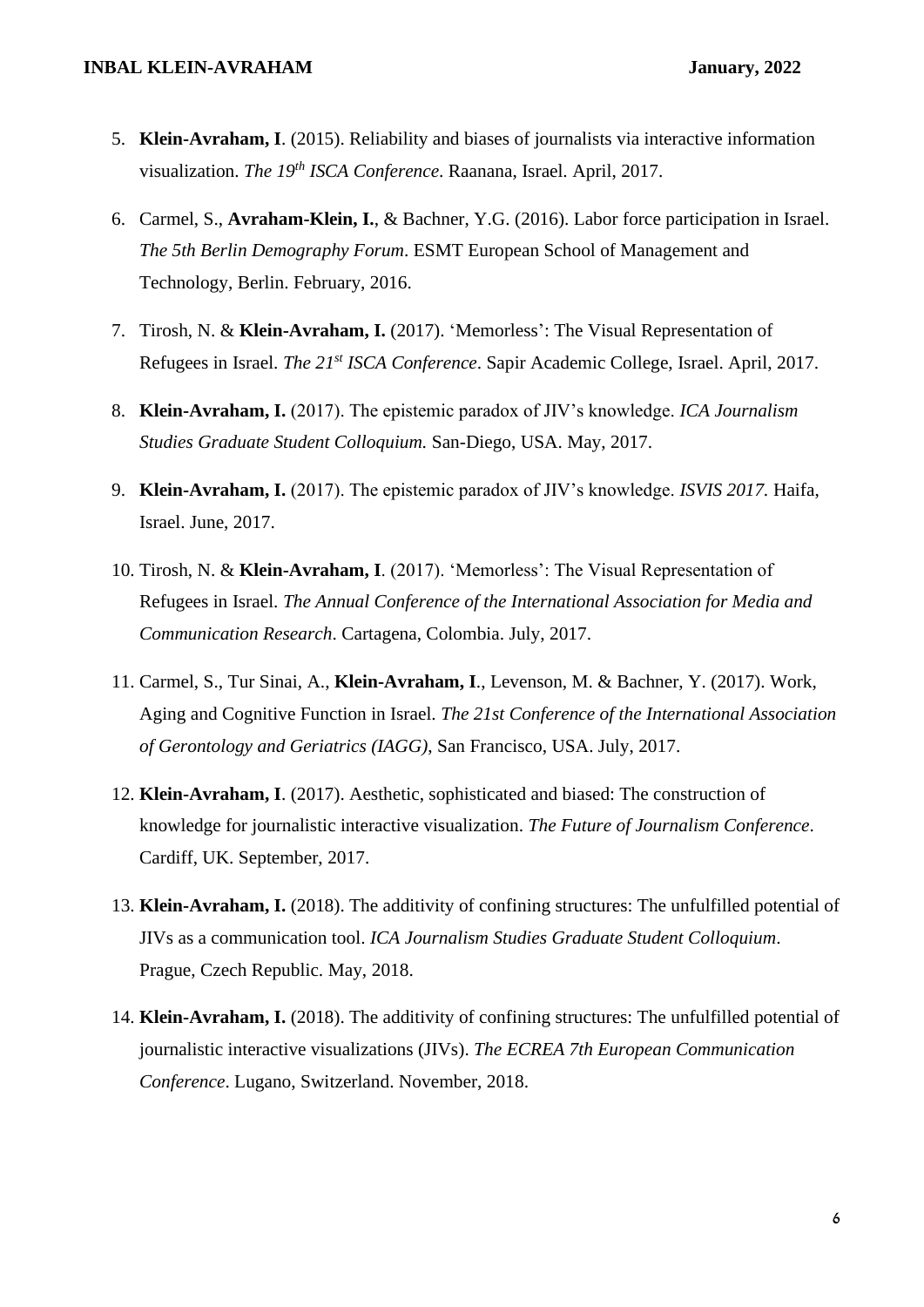5. **Klein-Avraham, I**. (2015). Reliability and biases of journalists via interactive information visualization. *The 19th ISCA Conference*. Raanana, Israel. April, 2017.

6. Carmel, S., **Avraham-Klein, I.**, & Bachner, Y.G. (2016). Labor force participation in Israel. *The 5th Berlin Demography Forum*. ESMT European School of Management and Technology, Berlin. February, 2016.

7. Tirosh, N. & **Klein-Avraham, I.** (2017). 'Memorless': The Visual Representation of Refugees in Israel. *The 21st ISCA Conference*. Sapir Academic College, Israel. April, 2017.

8. **Klein-Avraham, I.** (2017). The epistemic paradox of JIV's knowledge. *ICA Journalism Studies Graduate Student Colloquium.* San-Diego, USA. May, 2017.

9. **Klein-Avraham, I.** (2017). The epistemic paradox of JIV's knowledge. *ISVIS 2017.* Haifa, Israel. June, 2017.

10. Tirosh, N. & **Klein-Avraham, I**. (2017). 'Memorless': The Visual Representation of Refugees in Israel. *The Annual Conference of the International Association for Media and Communication Research*. Cartagena, Colombia. July, 2017.

11. Carmel, S., Tur Sinai, A., **Klein-Avraham, I**., Levenson, M. & Bachner, Y. (2017). Work, Aging and Cognitive Function in Israel. *The 21st Conference of the International Association of Gerontology and Geriatrics (IAGG)*, San Francisco, USA. July, 2017.

12. **Klein-Avraham, I**. (2017). Aesthetic, sophisticated and biased: The construction of knowledge for journalistic interactive visualization. *The Future of Journalism Conference*. Cardiff, UK. September, 2017.

13. **Klein-Avraham, I.** (2018). The additivity of confining structures: The unfulfilled potential of JIVs as a communication tool. *ICA Journalism Studies Graduate Student Colloquium*. Prague, Czech Republic. May, 2018.

14. **Klein-Avraham, I.** (2018). The additivity of confining structures: The unfulfilled potential of journalistic interactive visualizations (JIVs). *The ECREA 7th European Communication Conference*. Lugano, Switzerland. November, 2018.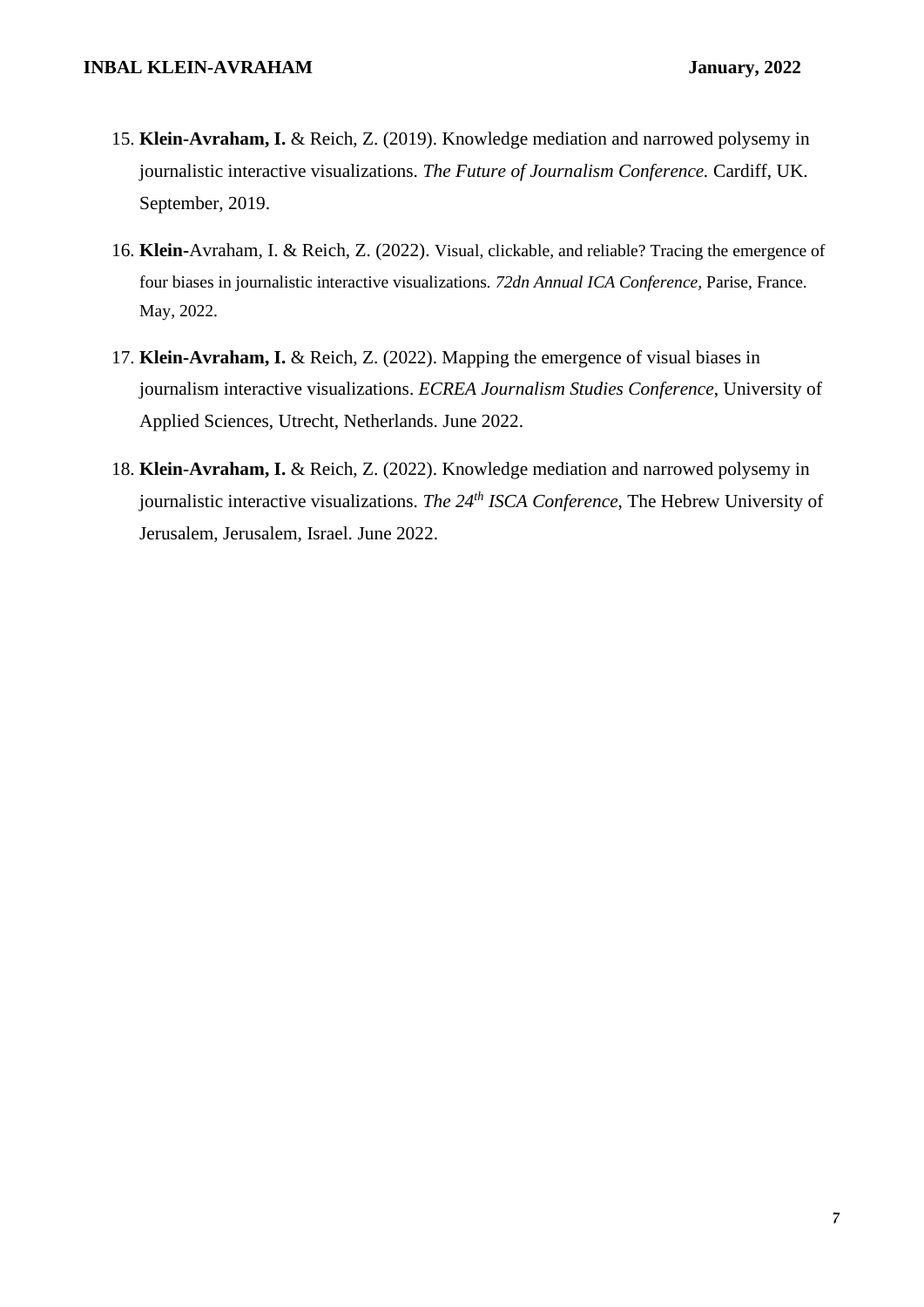15. **Klein-Avraham, I.** & Reich, Z. (2019). Knowledge mediation and narrowed polysemy in journalistic interactive visualizations. *The Future of Journalism Conference.* Cardiff, UK. September, 2019.

16. **Klein-**Avraham, I. & Reich, Z. (2022). Visual, clickable, and reliable? Tracing the emergence of four biases in journalistic interactive visualizations*. 72dn Annual ICA Conference*, Parise, France. May, 2022.

17. **Klein-Avraham, I.** & Reich, Z. (2022). Mapping the emergence of visual biases in journalism interactive visualizations. *ECREA Journalism Studies Conference*, University of Applied Sciences, Utrecht, Netherlands. June 2022.

18. **Klein-Avraham, I.** & Reich, Z. (2022). Knowledge mediation and narrowed polysemy in journalistic interactive visualizations. *The 24$^{th}$ ISCA Conference*, The Hebrew University of Jerusalem, Jerusalem, Israel. June 2022.